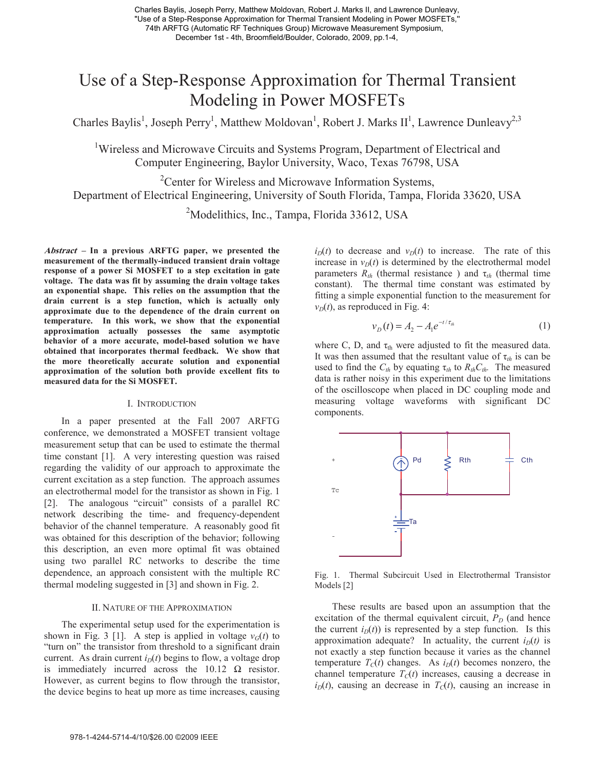Charles Baylis, Joseph Perry, Matthew Moldovan, Robert J. Marks II, and Lawrence Dunleavy, "Use of a Step-Response Approximation for Thermal Transient Modeling in Power MOSFETs," 74th ARFTG (Automatic RF Techniques Group) Microwave Measurement Symposium, December 1st - 4th, Broomfield/Boulder, Colorado, 2009, pp.1-4,

# Use of a Step-Response Approximation for Thermal Transient Modeling in Power MOSFETs

Charles Baylis[1], Joseph Perry[1], Matthew Moldovan[1], Robert J. Marks II[1], Lawrence Dunleavy[2,3]

[1]Wireless and Microwave Circuits and Systems Program, Department of Electrical and Computer Engineering, Baylor University, Waco, Texas 76798, USA

[2]Center for Wireless and Microwave Information Systems, Department of Electrical Engineering, University of South Florida, Tampa, Florida 33620, USA

[2]Modelithics, Inc., Tampa, Florida 33612, USA

***Abstract*** **– In a previous ARFTG paper, we presented the measurement of the thermally-induced transient drain voltage response of a power Si MOSFET to a step excitation in gate voltage. The data was fit by assuming the drain voltage takes an exponential shape. This relies on the assumption that the drain current is a step function, which is actually only approximate due to the dependence of the drain current on temperature. In this work, we show that the exponential approximation actually possesses the same asymptotic behavior of a more accurate, model-based solution we have obtained that incorporates thermal feedback. We show that the more theoretically accurate solution and exponential approximation of the solution both provide excellent fits to measured data for the Si MOSFET.**

## I. Introduction

In a paper presented at the Fall 2007 ARFTG conference, we demonstrated a MOSFET transient voltage measurement setup that can be used to estimate the thermal time constant [1]. A very interesting question was raised regarding the validity of our approach to approximate the current excitation as a step function. The approach assumes an electrothermal model for the transistor as shown in Fig. 1 [2]. The analogous "circuit" consists of a parallel RC network describing the time- and frequency-dependent behavior of the channel temperature. A reasonably good fit was obtained for this description of the behavior; following this description, an even more optimal fit was obtained using two parallel RC networks to describe the time dependence, an approach consistent with the multiple RC thermal modeling suggested in [3] and shown in Fig. 2.

## II. Nature of the Approximation

The experimental setup used for the experimentation is shown in Fig. 3 [1]. A step is applied in voltage $v_G(t)$ to "turn on" the transistor from threshold to a significant drain current. As drain current $i_D(t)$ begins to flow, a voltage drop is immediately incurred across the 10.12 Ω resistor. However, as current begins to flow through the transistor, the device begins to heat up more as time increases, causing $i_D(t)$ to decrease and $v_D(t)$ to increase. The rate of this increase in $v_D(t)$ is determined by the electrothermal model parameters $R_{th}$ (thermal resistance ) and $\tau_{th}$ (thermal time constant). The thermal time constant was estimated by fitting a simple exponential function to the measurement for $v_D(t)$, as reproduced in Fig. 4:

$$v_D(t) = A_2 - A_1 e^{-t/\tau_{th}} \tag{1}$$

where C, D, and $\tau_{th}$ were adjusted to fit the measured data. It was then assumed that the resultant value of $\tau_{th}$ is can be used to find the $C_{th}$ by equating $\tau_{th}$ to $R_{th}C_{th}$. The measured data is rather noisy in this experiment due to the limitations of the oscilloscope when placed in DC coupling mode and measuring voltage waveforms with significant DC components.

Fig. 1. Thermal Subcircuit Used in Electrothermal Transistor Models [2]

These results are based upon an assumption that the excitation of the thermal equivalent circuit, $P_D$ (and hence the current $i_D(t)$) is represented by a step function. Is this approximation adequate? In actuality, the current $i_D(t)$ is not exactly a step function because it varies as the channel temperature $T_C(t)$ changes. As $i_D(t)$ becomes nonzero, the channel temperature $T_C(t)$ increases, causing a decrease in $i_D(t)$, causing an decrease in $T_C(t)$, causing an increase in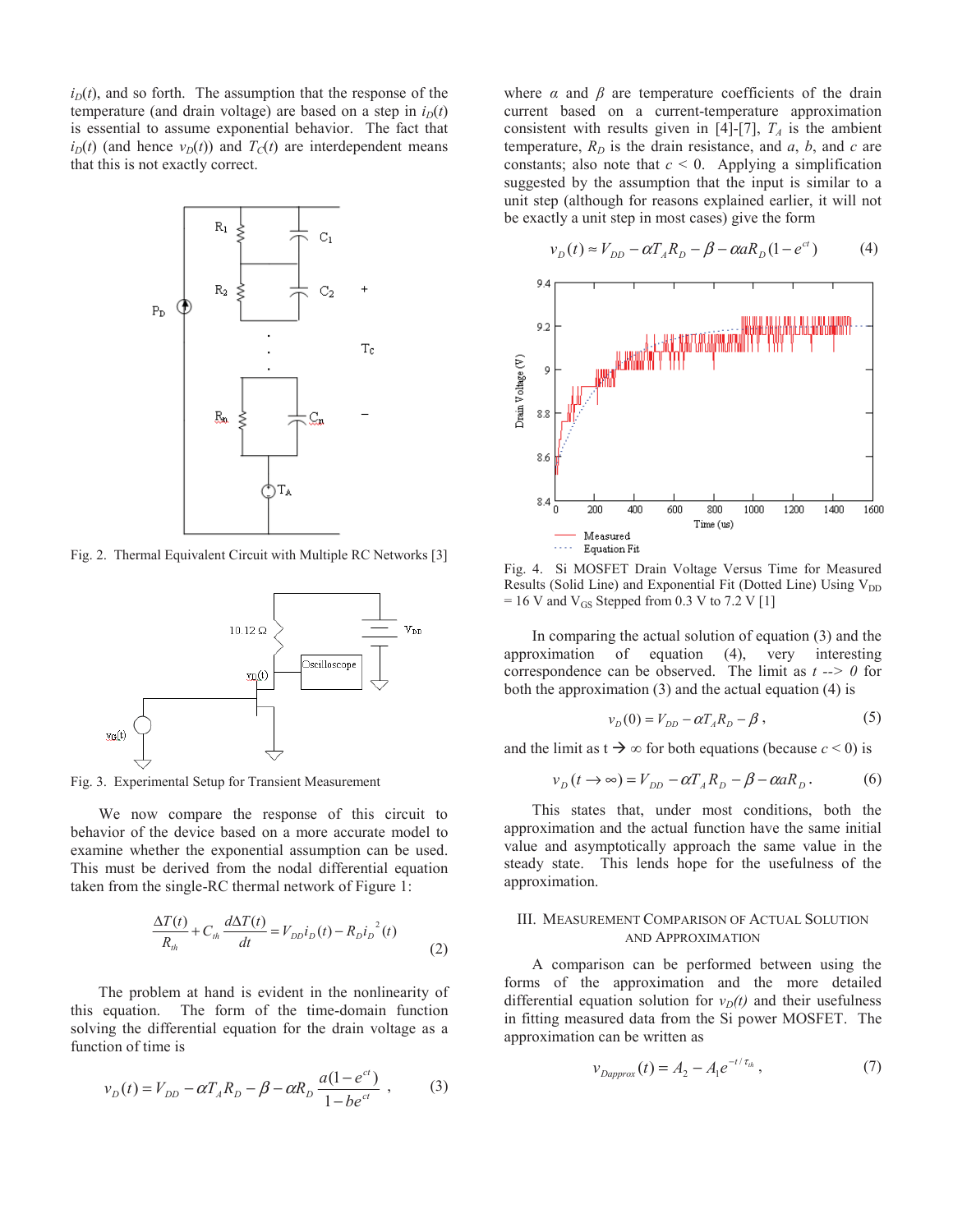$i_D(t)$, and so forth. The assumption that the response of the temperature (and drain voltage) are based on a step in $i_D(t)$ is essential to assume exponential behavior. The fact that $i_D(t)$ (and hence $v_D(t)$) and $T_C(t)$ are interdependent means that this is not exactly correct.

Fig. 2. Thermal Equivalent Circuit with Multiple RC Networks [3]

Fig. 3. Experimental Setup for Transient Measurement

We now compare the response of this circuit to behavior of the device based on a more accurate model to examine whether the exponential assumption can be used. This must be derived from the nodal differential equation taken from the single-RC thermal network of Figure 1:

$$\frac{\Delta T(t)}{R_{th}} + C_{th}\frac{d\Delta T(t)}{dt} = V_{DD} i_D(t) - R_D i_D^{\,2}(t) \tag{2}$$

The problem at hand is evident in the nonlinearity of this equation. The form of the time-domain function solving the differential equation for the drain voltage as a function of time is

$$v_D(t) = V_{DD} - \alpha T_A R_D - \beta - \alpha R_D \frac{a(1-e^{ct})}{1-be^{ct}}\ , \tag{3}$$

where $\alpha$ and $\beta$ are temperature coefficients of the drain current based on a current-temperature approximation consistent with results given in [4]-[7], $T_A$ is the ambient temperature, $R_D$ is the drain resistance, and $a$, $b$, and $c$ are constants; also note that $c < 0$. Applying a simplification suggested by the assumption that the input is similar to a unit step (although for reasons explained earlier, it will not be exactly a unit step in most cases) give the form

$$v_D(t) \approx V_{DD} - \alpha T_A R_D - \beta - \alpha a R_D (1-e^{ct}) \tag{4}$$

Fig. 4. Si MOSFET Drain Voltage Versus Time for Measured Results (Solid Line) and Exponential Fit (Dotted Line) Using $V_{DD}$ = 16 V and $V_{GS}$ Stepped from 0.3 V to 7.2 V [1]

In comparing the actual solution of equation (3) and the approximation of equation (4), very interesting correspondence can be observed. The limit as $t \to 0$ for both the approximation (3) and the actual equation (4) is

$$v_D(0) = V_{DD} - \alpha T_A R_D - \beta\ , \tag{5}$$

and the limit as $t \to \infty$ for both equations (because $c < 0$) is

$$v_D(t \to \infty) = V_{DD} - \alpha T_A R_D - \beta - \alpha a R_D\ . \tag{6}$$

This states that, under most conditions, both the approximation and the actual function have the same initial value and asymptotically approach the same value in the steady state. This lends hope for the usefulness of the approximation.

## III. Measurement Comparison of Actual Solution and Approximation

A comparison can be performed between using the forms of the approximation and the more detailed differential equation solution for $v_D(t)$ and their usefulness in fitting measured data from the Si power MOSFET. The approximation can be written as

$$v_{Dapprox}(t) = A_2 - A_1 e^{-t/\tau_{th}}\ , \tag{7}$$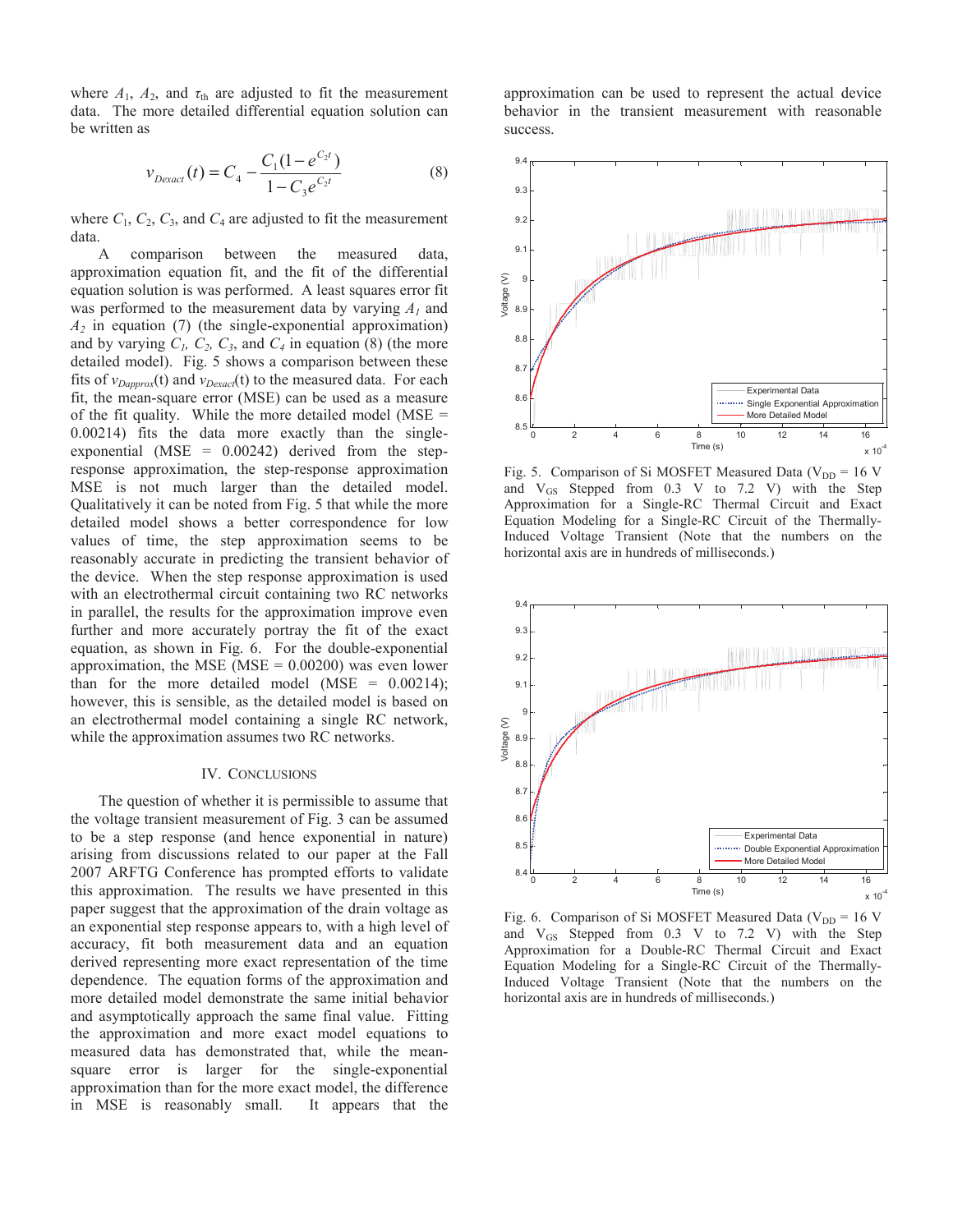where $A_1$, $A_2$, and $\tau_{th}$ are adjusted to fit the measurement data. The more detailed differential equation solution can be written as

$$v_{Dexact}(t) = C_4 - \frac{C_1(1 - e^{C_2 t})}{1 - C_3 e^{C_2 t}} \tag{8}$$

where $C_1$, $C_2$, $C_3$, and $C_4$ are adjusted to fit the measurement data.

A comparison between the measured data, approximation equation fit, and the fit of the differential equation solution is was performed. A least squares error fit was performed to the measurement data by varying $A_1$ and $A_2$ in equation (7) (the single-exponential approximation) and by varying $C_1$, $C_2$, $C_3$, and $C_4$ in equation (8) (the more detailed model). Fig. 5 shows a comparison between these fits of $v_{Dapprox}(t)$ and $v_{Dexact}(t)$ to the measured data. For each fit, the mean-square error (MSE) can be used as a measure of the fit quality. While the more detailed model (MSE = 0.00214) fits the data more exactly than the single-exponential (MSE = 0.00242) derived from the step-response approximation, the step-response approximation MSE is not much larger than the detailed model. Qualitatively it can be noted from Fig. 5 that while the more detailed model shows a better correspondence for low values of time, the step approximation seems to be reasonably accurate in predicting the transient behavior of the device. When the step response approximation is used with an electrothermal circuit containing two RC networks in parallel, the results for the approximation improve even further and more accurately portray the fit of the exact equation, as shown in Fig. 6. For the double-exponential approximation, the MSE (MSE = 0.00200) was even lower than for the more detailed model (MSE = 0.00214); however, this is sensible, as the detailed model is based on an electrothermal model containing a single RC network, while the approximation assumes two RC networks.

## IV. Conclusions

The question of whether it is permissible to assume that the voltage transient measurement of Fig. 3 can be assumed to be a step response (and hence exponential in nature) arising from discussions related to our paper at the Fall 2007 ARFTG Conference has prompted efforts to validate this approximation. The results we have presented in this paper suggest that the approximation of the drain voltage as an exponential step response appears to, with a high level of accuracy, fit both measurement data and an equation derived representing more exact representation of the time dependence. The equation forms of the approximation and more detailed model demonstrate the same initial behavior and asymptotically approach the same final value. Fitting the approximation and more exact model equations to measured data has demonstrated that, while the mean-square error is larger for the single-exponential approximation than for the more exact model, the difference in MSE is reasonably small. It appears that the approximation can be used to represent the actual device behavior in the transient measurement with reasonable success.

Fig. 5. Comparison of Si MOSFET Measured Data ($V_{DD}$ = 16 V and $V_{GS}$ Stepped from 0.3 V to 7.2 V) with the Step Approximation for a Single-RC Thermal Circuit and Exact Equation Modeling for a Single-RC Circuit of the Thermally-Induced Voltage Transient (Note that the numbers on the horizontal axis are in hundreds of milliseconds.)

Fig. 6. Comparison of Si MOSFET Measured Data ($V_{DD}$ = 16 V and $V_{GS}$ Stepped from 0.3 V to 7.2 V) with the Step Approximation for a Double-RC Thermal Circuit and Exact Equation Modeling for a Single-RC Circuit of the Thermally-Induced Voltage Transient (Note that the numbers on the horizontal axis are in hundreds of milliseconds.)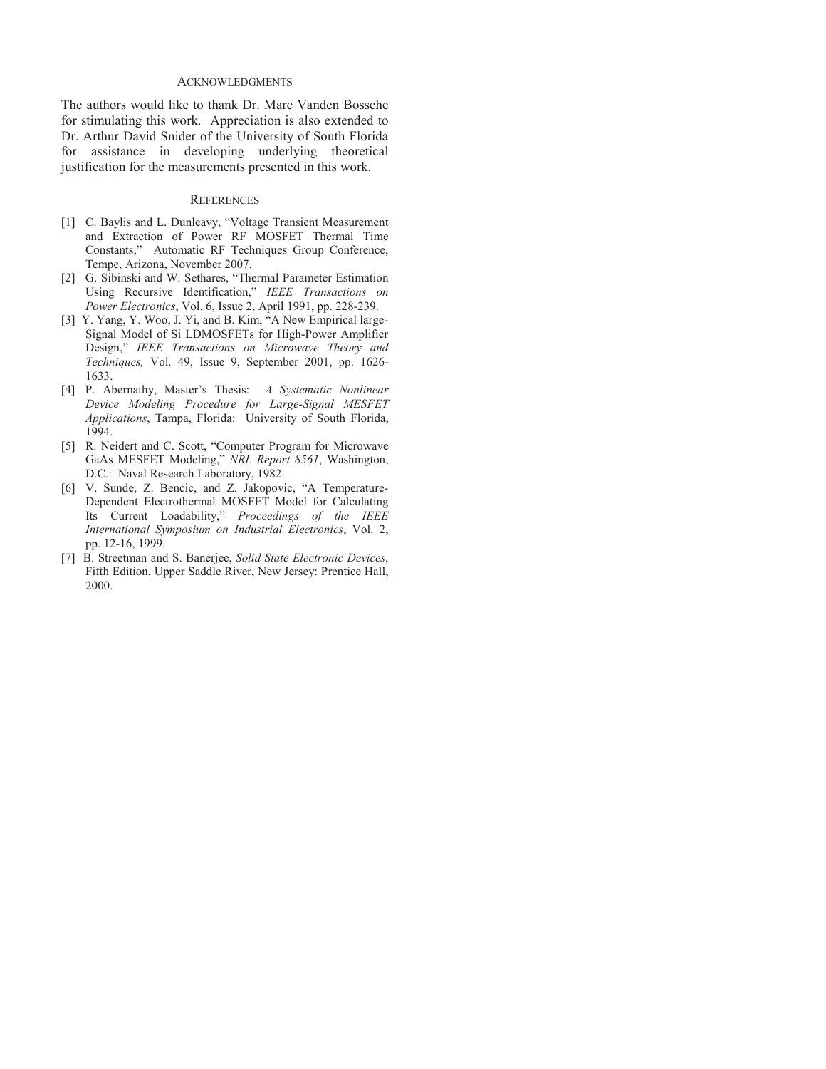## ACKNOWLEDGMENTS

The authors would like to thank Dr. Marc Vanden Bossche for stimulating this work. Appreciation is also extended to Dr. Arthur David Snider of the University of South Florida for assistance in developing underlying theoretical justification for the measurements presented in this work.

## REFERENCES

[1] C. Baylis and L. Dunleavy, "Voltage Transient Measurement and Extraction of Power RF MOSFET Thermal Time Constants," Automatic RF Techniques Group Conference, Tempe, Arizona, November 2007.

[2] G. Sibinski and W. Sethares, "Thermal Parameter Estimation Using Recursive Identification," *IEEE Transactions on Power Electronics*, Vol. 6, Issue 2, April 1991, pp. 228-239.

[3] Y. Yang, Y. Woo, J. Yi, and B. Kim, "A New Empirical large-Signal Model of Si LDMOSFETs for High-Power Amplifier Design," *IEEE Transactions on Microwave Theory and Techniques,* Vol. 49, Issue 9, September 2001, pp. 1626-1633.

[4] P. Abernathy, Master's Thesis: *A Systematic Nonlinear Device Modeling Procedure for Large-Signal MESFET Applications*, Tampa, Florida: University of South Florida, 1994.

[5] R. Neidert and C. Scott, "Computer Program for Microwave GaAs MESFET Modeling," *NRL Report 8561*, Washington, D.C.: Naval Research Laboratory, 1982.

[6] V. Sunde, Z. Bencic, and Z. Jakopovic, "A Temperature-Dependent Electrothermal MOSFET Model for Calculating Its Current Loadability," *Proceedings of the IEEE International Symposium on Industrial Electronics*, Vol. 2, pp. 12-16, 1999.

[7] B. Streetman and S. Banerjee, *Solid State Electronic Devices*, Fifth Edition, Upper Saddle River, New Jersey: Prentice Hall, 2000.